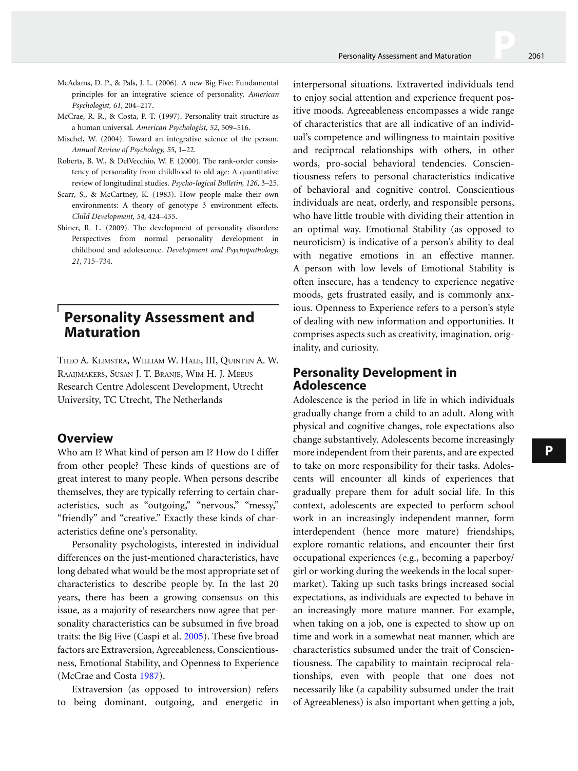McAdams, D. P., & Pals, J. L. (2006). A new Big Five: Fundamental principles for an integrative science of personality. *American Psychologist, 61*, 204–217.

McCrae, R. R., & Costa, P. T. (1997). Personality trait structure as a human universal. *American Psychologist, 52*, 509–516.

Mischel, W. (2004). Toward an integrative science of the person. *Annual Review of Psychology, 55*, 1–22.

Roberts, B. W., & DelVecchio, W. F. (2000). The rank-order consistency of personality from childhood to old age: A quantitative review of longitudinal studies. *Psycho-logical Bulletin, 126*, 3–25.

Scarr, S., & McCartney, K. (1983). How people make their own environments: A theory of genotype 3 environment effects. *Child Development, 54*, 424–435.

Shiner, R. L. (2009). The development of personality disorders: Perspectives from normal personality development in childhood and adolescence. *Development and Psychopathology, 21*, 715–734.

# Personality Assessment and Maturation

Theo A. Klimstra, William W. Hale, III, Quinten A. W. Raaijmakers, Susan J. T. Branje, Wim H. J. Meeus
Research Centre Adolescent Development, Utrecht University, TC Utrecht, The Netherlands

## Overview

Who am I? What kind of person am I? How do I differ from other people? These kinds of questions are of great interest to many people. When persons describe themselves, they are typically referring to certain characteristics, such as "outgoing," "nervous," "messy," "friendly" and "creative." Exactly these kinds of characteristics define one's personality.

Personality psychologists, interested in individual differences on the just-mentioned characteristics, have long debated what would be the most appropriate set of characteristics to describe people by. In the last 20 years, there has been a growing consensus on this issue, as a majority of researchers now agree that personality characteristics can be subsumed in five broad traits: the Big Five (Caspi et al. 2005). These five broad factors are Extraversion, Agreeableness, Conscientiousness, Emotional Stability, and Openness to Experience (McCrae and Costa 1987).

Extraversion (as opposed to introversion) refers to being dominant, outgoing, and energetic in interpersonal situations. Extraverted individuals tend to enjoy social attention and experience frequent positive moods. Agreeableness encompasses a wide range of characteristics that are all indicative of an individual's competence and willingness to maintain positive and reciprocal relationships with others, in other words, pro-social behavioral tendencies. Conscientiousness refers to personal characteristics indicative of behavioral and cognitive control. Conscientious individuals are neat, orderly, and responsible persons, who have little trouble with dividing their attention in an optimal way. Emotional Stability (as opposed to neuroticism) is indicative of a person's ability to deal with negative emotions in an effective manner. A person with low levels of Emotional Stability is often insecure, has a tendency to experience negative moods, gets frustrated easily, and is commonly anxious. Openness to Experience refers to a person's style of dealing with new information and opportunities. It comprises aspects such as creativity, imagination, originality, and curiosity.

## Personality Development in Adolescence

Adolescence is the period in life in which individuals gradually change from a child to an adult. Along with physical and cognitive changes, role expectations also change substantively. Adolescents become increasingly more independent from their parents, and are expected to take on more responsibility for their tasks. Adolescents will encounter all kinds of experiences that gradually prepare them for adult social life. In this context, adolescents are expected to perform school work in an increasingly independent manner, form interdependent (hence more mature) friendships, explore romantic relations, and encounter their first occupational experiences (e.g., becoming a paperboy/girl or working during the weekends in the local supermarket). Taking up such tasks brings increased social expectations, as individuals are expected to behave in an increasingly more mature manner. For example, when taking on a job, one is expected to show up on time and work in a somewhat neat manner, which are characteristics subsumed under the trait of Conscientiousness. The capability to maintain reciprocal relationships, even with people that one does not necessarily like (a capability subsumed under the trait of Agreeableness) is also important when getting a job,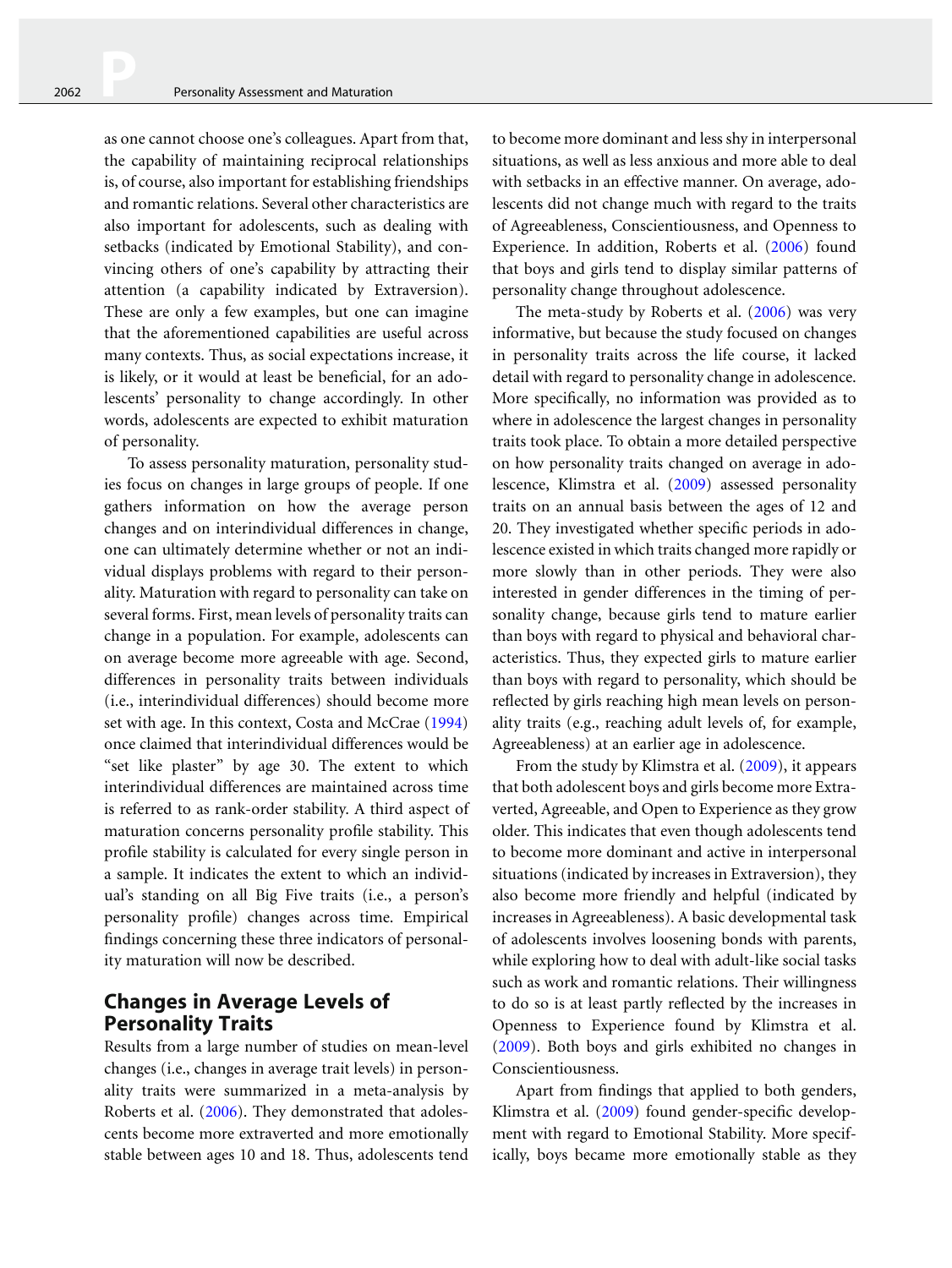as one cannot choose one's colleagues. Apart from that, the capability of maintaining reciprocal relationships is, of course, also important for establishing friendships and romantic relations. Several other characteristics are also important for adolescents, such as dealing with setbacks (indicated by Emotional Stability), and convincing others of one's capability by attracting their attention (a capability indicated by Extraversion). These are only a few examples, but one can imagine that the aforementioned capabilities are useful across many contexts. Thus, as social expectations increase, it is likely, or it would at least be beneficial, for an adolescents' personality to change accordingly. In other words, adolescents are expected to exhibit maturation of personality.

To assess personality maturation, personality studies focus on changes in large groups of people. If one gathers information on how the average person changes and on interindividual differences in change, one can ultimately determine whether or not an individual displays problems with regard to their personality. Maturation with regard to personality can take on several forms. First, mean levels of personality traits can change in a population. For example, adolescents can on average become more agreeable with age. Second, differences in personality traits between individuals (i.e., interindividual differences) should become more set with age. In this context, Costa and McCrae (1994) once claimed that interindividual differences would be "set like plaster" by age 30. The extent to which interindividual differences are maintained across time is referred to as rank-order stability. A third aspect of maturation concerns personality profile stability. This profile stability is calculated for every single person in a sample. It indicates the extent to which an individual's standing on all Big Five traits (i.e., a person's personality profile) changes across time. Empirical findings concerning these three indicators of personality maturation will now be described.

## Changes in Average Levels of Personality Traits

Results from a large number of studies on mean-level changes (i.e., changes in average trait levels) in personality traits were summarized in a meta-analysis by Roberts et al. (2006). They demonstrated that adolescents become more extraverted and more emotionally stable between ages 10 and 18. Thus, adolescents tend to become more dominant and less shy in interpersonal situations, as well as less anxious and more able to deal with setbacks in an effective manner. On average, adolescents did not change much with regard to the traits of Agreeableness, Conscientiousness, and Openness to Experience. In addition, Roberts et al. (2006) found that boys and girls tend to display similar patterns of personality change throughout adolescence.

The meta-study by Roberts et al. (2006) was very informative, but because the study focused on changes in personality traits across the life course, it lacked detail with regard to personality change in adolescence. More specifically, no information was provided as to where in adolescence the largest changes in personality traits took place. To obtain a more detailed perspective on how personality traits changed on average in adolescence, Klimstra et al. (2009) assessed personality traits on an annual basis between the ages of 12 and 20. They investigated whether specific periods in adolescence existed in which traits changed more rapidly or more slowly than in other periods. They were also interested in gender differences in the timing of personality change, because girls tend to mature earlier than boys with regard to physical and behavioral characteristics. Thus, they expected girls to mature earlier than boys with regard to personality, which should be reflected by girls reaching high mean levels on personality traits (e.g., reaching adult levels of, for example, Agreeableness) at an earlier age in adolescence.

From the study by Klimstra et al. (2009), it appears that both adolescent boys and girls become more Extraverted, Agreeable, and Open to Experience as they grow older. This indicates that even though adolescents tend to become more dominant and active in interpersonal situations (indicated by increases in Extraversion), they also become more friendly and helpful (indicated by increases in Agreeableness). A basic developmental task of adolescents involves loosening bonds with parents, while exploring how to deal with adult-like social tasks such as work and romantic relations. Their willingness to do so is at least partly reflected by the increases in Openness to Experience found by Klimstra et al. (2009). Both boys and girls exhibited no changes in Conscientiousness.

Apart from findings that applied to both genders, Klimstra et al. (2009) found gender-specific development with regard to Emotional Stability. More specifically, boys became more emotionally stable as they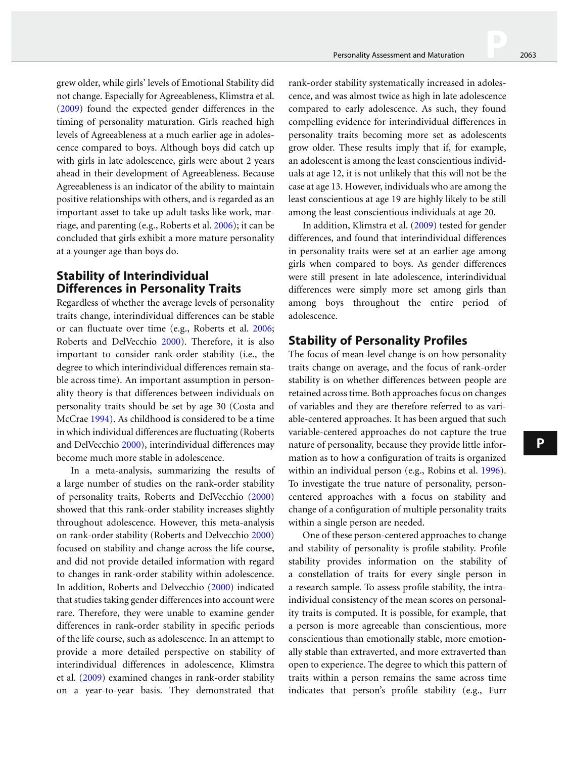grew older, while girls' levels of Emotional Stability did not change. Especially for Agreeableness, Klimstra et al. (2009) found the expected gender differences in the timing of personality maturation. Girls reached high levels of Agreeableness at a much earlier age in adolescence compared to boys. Although boys did catch up with girls in late adolescence, girls were about 2 years ahead in their development of Agreeableness. Because Agreeableness is an indicator of the ability to maintain positive relationships with others, and is regarded as an important asset to take up adult tasks like work, marriage, and parenting (e.g., Roberts et al. 2006); it can be concluded that girls exhibit a more mature personality at a younger age than boys do.

## Stability of Interindividual Differences in Personality Traits

Regardless of whether the average levels of personality traits change, interindividual differences can be stable or can fluctuate over time (e.g., Roberts et al. 2006; Roberts and DelVecchio 2000). Therefore, it is also important to consider rank-order stability (i.e., the degree to which interindividual differences remain stable across time). An important assumption in personality theory is that differences between individuals on personality traits should be set by age 30 (Costa and McCrae 1994). As childhood is considered to be a time in which individual differences are fluctuating (Roberts and DelVecchio 2000), interindividual differences may become much more stable in adolescence.

In a meta-analysis, summarizing the results of a large number of studies on the rank-order stability of personality traits, Roberts and DelVecchio (2000) showed that this rank-order stability increases slightly throughout adolescence. However, this meta-analysis on rank-order stability (Roberts and Delvecchio 2000) focused on stability and change across the life course, and did not provide detailed information with regard to changes in rank-order stability within adolescence. In addition, Roberts and Delvecchio (2000) indicated that studies taking gender differences into account were rare. Therefore, they were unable to examine gender differences in rank-order stability in specific periods of the life course, such as adolescence. In an attempt to provide a more detailed perspective on stability of interindividual differences in adolescence, Klimstra et al. (2009) examined changes in rank-order stability on a year-to-year basis. They demonstrated that rank-order stability systematically increased in adolescence, and was almost twice as high in late adolescence compared to early adolescence. As such, they found compelling evidence for interindividual differences in personality traits becoming more set as adolescents grow older. These results imply that if, for example, an adolescent is among the least conscientious individuals at age 12, it is not unlikely that this will not be the case at age 13. However, individuals who are among the least conscientious at age 19 are highly likely to be still among the least conscientious individuals at age 20.

In addition, Klimstra et al. (2009) tested for gender differences, and found that interindividual differences in personality traits were set at an earlier age among girls when compared to boys. As gender differences were still present in late adolescence, interindividual differences were simply more set among girls than among boys throughout the entire period of adolescence.

## Stability of Personality Profiles

The focus of mean-level change is on how personality traits change on average, and the focus of rank-order stability is on whether differences between people are retained across time. Both approaches focus on changes of variables and they are therefore referred to as variable-centered approaches. It has been argued that such variable-centered approaches do not capture the true nature of personality, because they provide little information as to how a configuration of traits is organized within an individual person (e.g., Robins et al. 1996). To investigate the true nature of personality, person-centered approaches with a focus on stability and change of a configuration of multiple personality traits within a single person are needed.

One of these person-centered approaches to change and stability of personality is profile stability. Profile stability provides information on the stability of a constellation of traits for every single person in a research sample. To assess profile stability, the intra-individual consistency of the mean scores on personality traits is computed. It is possible, for example, that a person is more agreeable than conscientious, more conscientious than emotionally stable, more emotionally stable than extraverted, and more extraverted than open to experience. The degree to which this pattern of traits within a person remains the same across time indicates that person's profile stability (e.g., Furr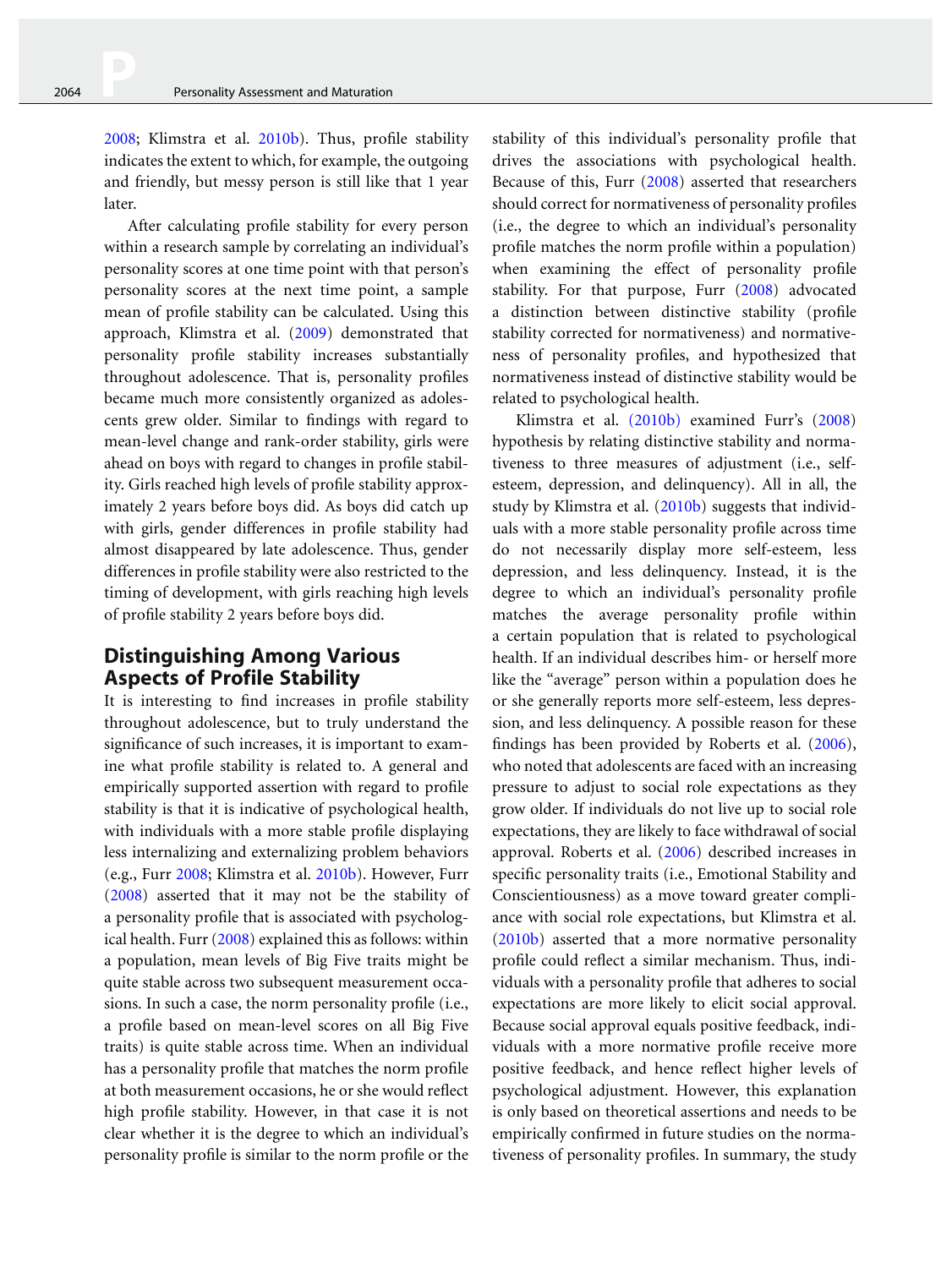2008; Klimstra et al. 2010b). Thus, profile stability indicates the extent to which, for example, the outgoing and friendly, but messy person is still like that 1 year later.

After calculating profile stability for every person within a research sample by correlating an individual's personality scores at one time point with that person's personality scores at the next time point, a sample mean of profile stability can be calculated. Using this approach, Klimstra et al. (2009) demonstrated that personality profile stability increases substantially throughout adolescence. That is, personality profiles became much more consistently organized as adolescents grew older. Similar to findings with regard to mean-level change and rank-order stability, girls were ahead on boys with regard to changes in profile stability. Girls reached high levels of profile stability approximately 2 years before boys did. As boys did catch up with girls, gender differences in profile stability had almost disappeared by late adolescence. Thus, gender differences in profile stability were also restricted to the timing of development, with girls reaching high levels of profile stability 2 years before boys did.

## Distinguishing Among Various Aspects of Profile Stability

It is interesting to find increases in profile stability throughout adolescence, but to truly understand the significance of such increases, it is important to examine what profile stability is related to. A general and empirically supported assertion with regard to profile stability is that it is indicative of psychological health, with individuals with a more stable profile displaying less internalizing and externalizing problem behaviors (e.g., Furr 2008; Klimstra et al. 2010b). However, Furr (2008) asserted that it may not be the stability of a personality profile that is associated with psychological health. Furr (2008) explained this as follows: within a population, mean levels of Big Five traits might be quite stable across two subsequent measurement occasions. In such a case, the norm personality profile (i.e., a profile based on mean-level scores on all Big Five traits) is quite stable across time. When an individual has a personality profile that matches the norm profile at both measurement occasions, he or she would reflect high profile stability. However, in that case it is not clear whether it is the degree to which an individual's personality profile is similar to the norm profile or the stability of this individual's personality profile that drives the associations with psychological health. Because of this, Furr (2008) asserted that researchers should correct for normativeness of personality profiles (i.e., the degree to which an individual's personality profile matches the norm profile within a population) when examining the effect of personality profile stability. For that purpose, Furr (2008) advocated a distinction between distinctive stability (profile stability corrected for normativeness) and normativeness of personality profiles, and hypothesized that normativeness instead of distinctive stability would be related to psychological health.

Klimstra et al. (2010b) examined Furr's (2008) hypothesis by relating distinctive stability and normativeness to three measures of adjustment (i.e., self-esteem, depression, and delinquency). All in all, the study by Klimstra et al. (2010b) suggests that individuals with a more stable personality profile across time do not necessarily display more self-esteem, less depression, and less delinquency. Instead, it is the degree to which an individual's personality profile matches the average personality profile within a certain population that is related to psychological health. If an individual describes him- or herself more like the "average" person within a population does he or she generally reports more self-esteem, less depression, and less delinquency. A possible reason for these findings has been provided by Roberts et al. (2006), who noted that adolescents are faced with an increasing pressure to adjust to social role expectations as they grow older. If individuals do not live up to social role expectations, they are likely to face withdrawal of social approval. Roberts et al. (2006) described increases in specific personality traits (i.e., Emotional Stability and Conscientiousness) as a move toward greater compliance with social role expectations, but Klimstra et al. (2010b) asserted that a more normative personality profile could reflect a similar mechanism. Thus, individuals with a personality profile that adheres to social expectations are more likely to elicit social approval. Because social approval equals positive feedback, individuals with a more normative profile receive more positive feedback, and hence reflect higher levels of psychological adjustment. However, this explanation is only based on theoretical assertions and needs to be empirically confirmed in future studies on the normativeness of personality profiles. In summary, the study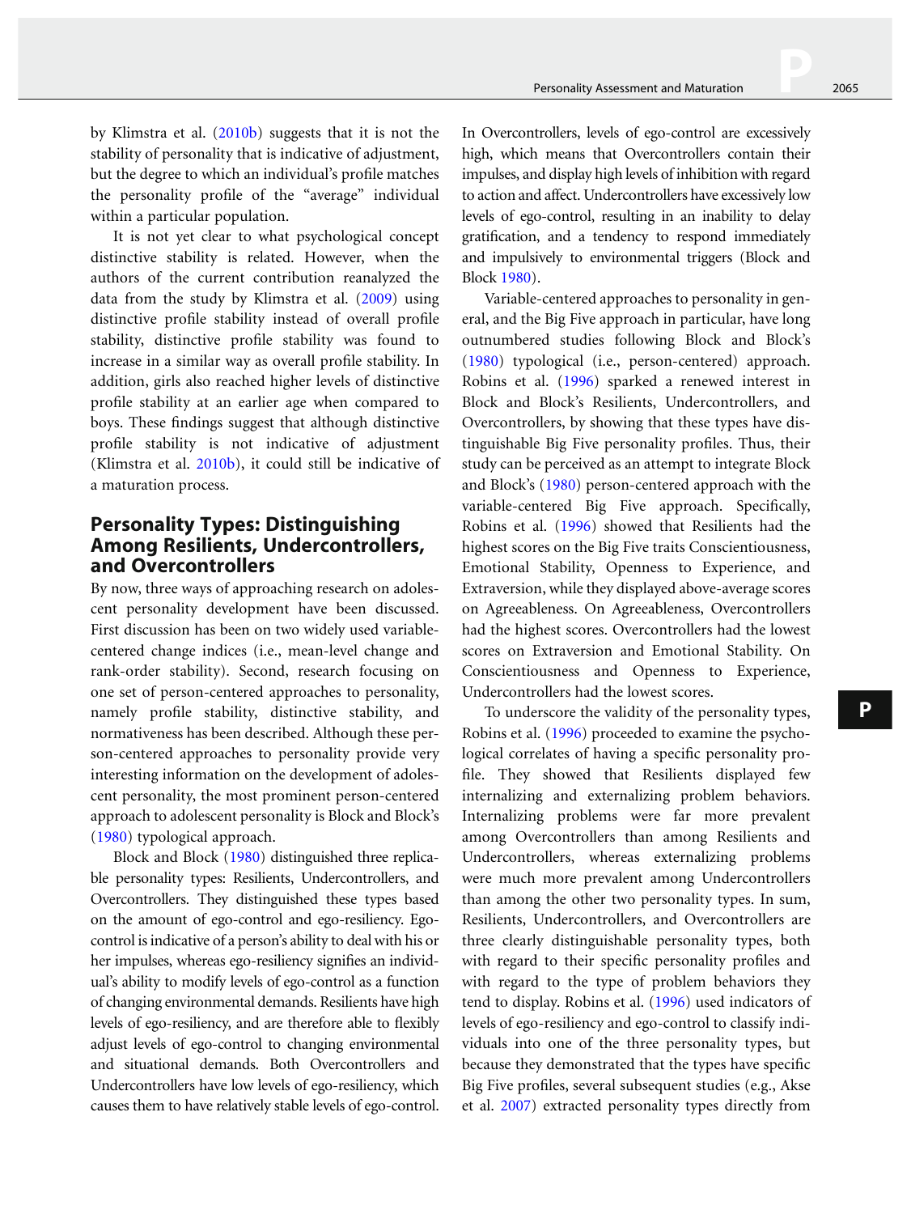by Klimstra et al. (2010b) suggests that it is not the stability of personality that is indicative of adjustment, but the degree to which an individual's profile matches the personality profile of the "average" individual within a particular population.

It is not yet clear to what psychological concept distinctive stability is related. However, when the authors of the current contribution reanalyzed the data from the study by Klimstra et al. (2009) using distinctive profile stability instead of overall profile stability, distinctive profile stability was found to increase in a similar way as overall profile stability. In addition, girls also reached higher levels of distinctive profile stability at an earlier age when compared to boys. These findings suggest that although distinctive profile stability is not indicative of adjustment (Klimstra et al. 2010b), it could still be indicative of a maturation process.

## Personality Types: Distinguishing Among Resilients, Undercontrollers, and Overcontrollers

By now, three ways of approaching research on adolescent personality development have been discussed. First discussion has been on two widely used variable-centered change indices (i.e., mean-level change and rank-order stability). Second, research focusing on one set of person-centered approaches to personality, namely profile stability, distinctive stability, and normativeness has been described. Although these person-centered approaches to personality provide very interesting information on the development of adolescent personality, the most prominent person-centered approach to adolescent personality is Block and Block's (1980) typological approach.

Block and Block (1980) distinguished three replicable personality types: Resilients, Undercontrollers, and Overcontrollers. They distinguished these types based on the amount of ego-control and ego-resiliency. Ego-control is indicative of a person's ability to deal with his or her impulses, whereas ego-resiliency signifies an individual's ability to modify levels of ego-control as a function of changing environmental demands. Resilients have high levels of ego-resiliency, and are therefore able to flexibly adjust levels of ego-control to changing environmental and situational demands. Both Overcontrollers and Undercontrollers have low levels of ego-resiliency, which causes them to have relatively stable levels of ego-control. In Overcontrollers, levels of ego-control are excessively high, which means that Overcontrollers contain their impulses, and display high levels of inhibition with regard to action and affect. Undercontrollers have excessively low levels of ego-control, resulting in an inability to delay gratification, and a tendency to respond immediately and impulsively to environmental triggers (Block and Block 1980).

Variable-centered approaches to personality in general, and the Big Five approach in particular, have long outnumbered studies following Block and Block's (1980) typological (i.e., person-centered) approach. Robins et al. (1996) sparked a renewed interest in Block and Block's Resilients, Undercontrollers, and Overcontrollers, by showing that these types have distinguishable Big Five personality profiles. Thus, their study can be perceived as an attempt to integrate Block and Block's (1980) person-centered approach with the variable-centered Big Five approach. Specifically, Robins et al. (1996) showed that Resilients had the highest scores on the Big Five traits Conscientiousness, Emotional Stability, Openness to Experience, and Extraversion, while they displayed above-average scores on Agreeableness. On Agreeableness, Overcontrollers had the highest scores. Overcontrollers had the lowest scores on Extraversion and Emotional Stability. On Conscientiousness and Openness to Experience, Undercontrollers had the lowest scores.

To underscore the validity of the personality types, Robins et al. (1996) proceeded to examine the psychological correlates of having a specific personality profile. They showed that Resilients displayed few internalizing and externalizing problem behaviors. Internalizing problems were far more prevalent among Overcontrollers than among Resilients and Undercontrollers, whereas externalizing problems were much more prevalent among Undercontrollers than among the other two personality types. In sum, Resilients, Undercontrollers, and Overcontrollers are three clearly distinguishable personality types, both with regard to their specific personality profiles and with regard to the type of problem behaviors they tend to display. Robins et al. (1996) used indicators of levels of ego-resiliency and ego-control to classify individuals into one of the three personality types, but because they demonstrated that the types have specific Big Five profiles, several subsequent studies (e.g., Akse et al. 2007) extracted personality types directly from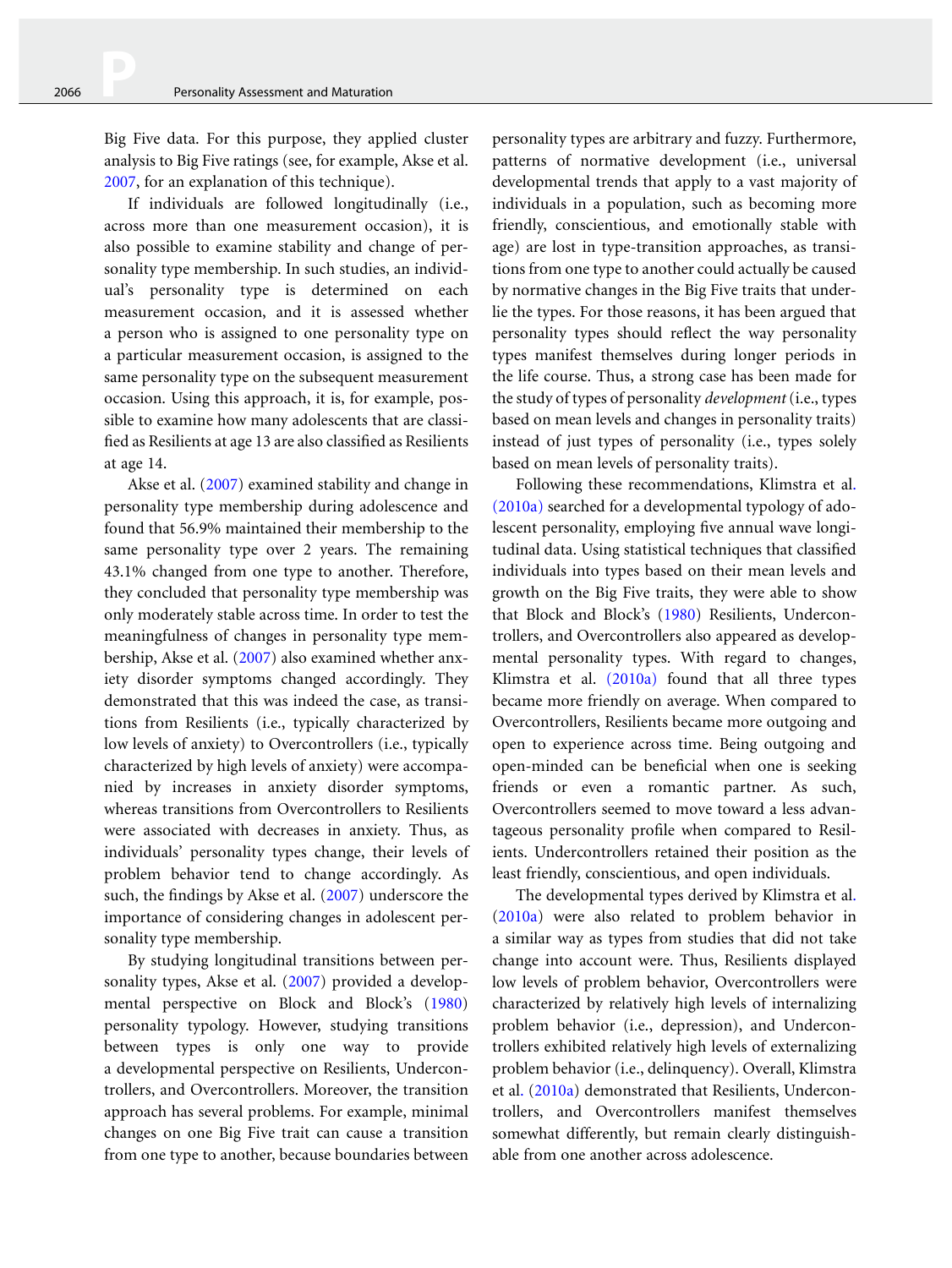Big Five data. For this purpose, they applied cluster analysis to Big Five ratings (see, for example, Akse et al. 2007, for an explanation of this technique).

If individuals are followed longitudinally (i.e., across more than one measurement occasion), it is also possible to examine stability and change of personality type membership. In such studies, an individual's personality type is determined on each measurement occasion, and it is assessed whether a person who is assigned to one personality type on a particular measurement occasion, is assigned to the same personality type on the subsequent measurement occasion. Using this approach, it is, for example, possible to examine how many adolescents that are classified as Resilients at age 13 are also classified as Resilients at age 14.

Akse et al. (2007) examined stability and change in personality type membership during adolescence and found that 56.9% maintained their membership to the same personality type over 2 years. The remaining 43.1% changed from one type to another. Therefore, they concluded that personality type membership was only moderately stable across time. In order to test the meaningfulness of changes in personality type membership, Akse et al. (2007) also examined whether anxiety disorder symptoms changed accordingly. They demonstrated that this was indeed the case, as transitions from Resilients (i.e., typically characterized by low levels of anxiety) to Overcontrollers (i.e., typically characterized by high levels of anxiety) were accompanied by increases in anxiety disorder symptoms, whereas transitions from Overcontrollers to Resilients were associated with decreases in anxiety. Thus, as individuals' personality types change, their levels of problem behavior tend to change accordingly. As such, the findings by Akse et al. (2007) underscore the importance of considering changes in adolescent personality type membership.

By studying longitudinal transitions between personality types, Akse et al. (2007) provided a developmental perspective on Block and Block's (1980) personality typology. However, studying transitions between types is only one way to provide a developmental perspective on Resilients, Undercontrollers, and Overcontrollers. Moreover, the transition approach has several problems. For example, minimal changes on one Big Five trait can cause a transition from one type to another, because boundaries between personality types are arbitrary and fuzzy. Furthermore, patterns of normative development (i.e., universal developmental trends that apply to a vast majority of individuals in a population, such as becoming more friendly, conscientious, and emotionally stable with age) are lost in type-transition approaches, as transitions from one type to another could actually be caused by normative changes in the Big Five traits that underlie the types. For those reasons, it has been argued that personality types should reflect the way personality types manifest themselves during longer periods in the life course. Thus, a strong case has been made for the study of types of personality *development* (i.e., types based on mean levels and changes in personality traits) instead of just types of personality (i.e., types solely based on mean levels of personality traits).

Following these recommendations, Klimstra et al. (2010a) searched for a developmental typology of adolescent personality, employing five annual wave longitudinal data. Using statistical techniques that classified individuals into types based on their mean levels and growth on the Big Five traits, they were able to show that Block and Block's (1980) Resilients, Undercontrollers, and Overcontrollers also appeared as developmental personality types. With regard to changes, Klimstra et al. (2010a) found that all three types became more friendly on average. When compared to Overcontrollers, Resilients became more outgoing and open to experience across time. Being outgoing and open-minded can be beneficial when one is seeking friends or even a romantic partner. As such, Overcontrollers seemed to move toward a less advantageous personality profile when compared to Resilients. Undercontrollers retained their position as the least friendly, conscientious, and open individuals.

The developmental types derived by Klimstra et al. (2010a) were also related to problem behavior in a similar way as types from studies that did not take change into account were. Thus, Resilients displayed low levels of problem behavior, Overcontrollers were characterized by relatively high levels of internalizing problem behavior (i.e., depression), and Undercontrollers exhibited relatively high levels of externalizing problem behavior (i.e., delinquency). Overall, Klimstra et al. (2010a) demonstrated that Resilients, Undercontrollers, and Overcontrollers manifest themselves somewhat differently, but remain clearly distinguishable from one another across adolescence.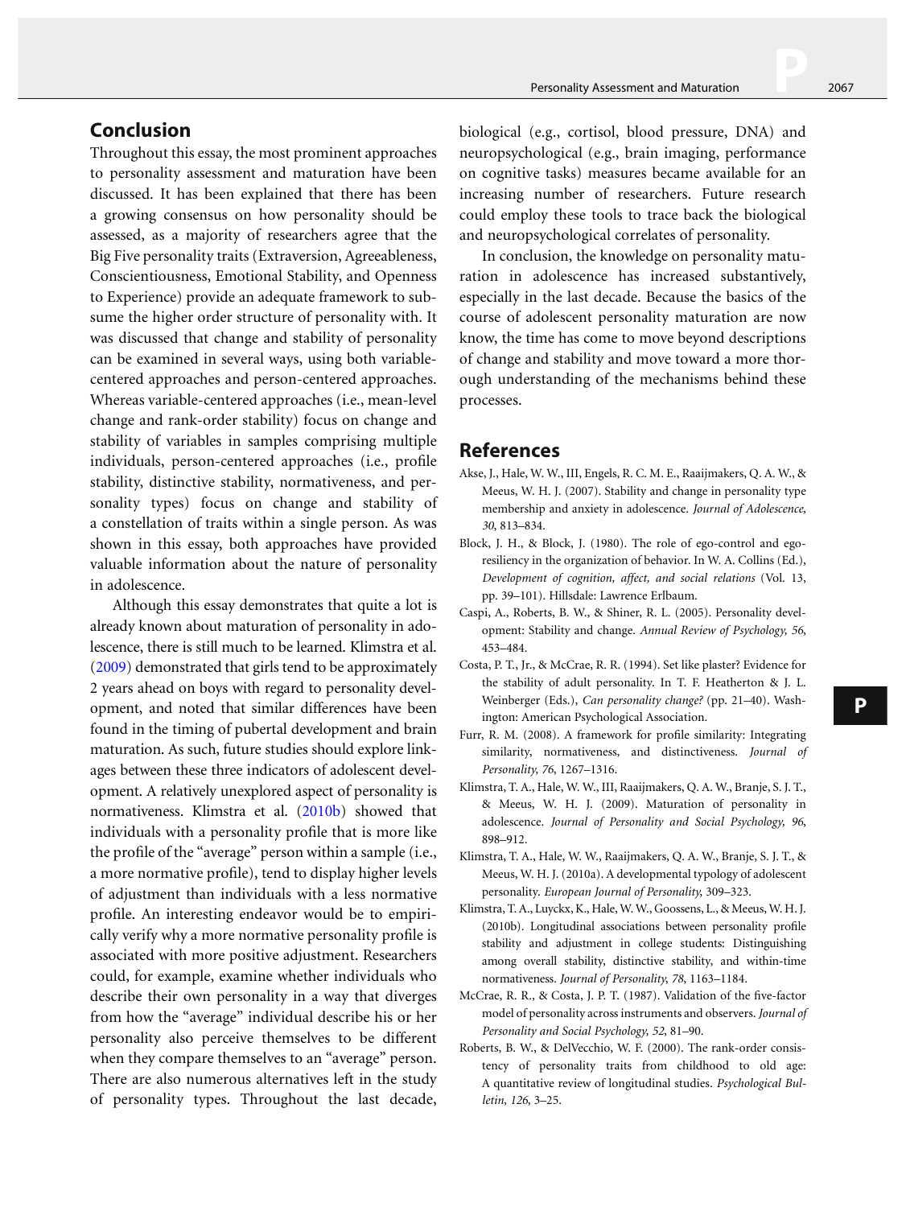## Conclusion

Throughout this essay, the most prominent approaches to personality assessment and maturation have been discussed. It has been explained that there has been a growing consensus on how personality should be assessed, as a majority of researchers agree that the Big Five personality traits (Extraversion, Agreeableness, Conscientiousness, Emotional Stability, and Openness to Experience) provide an adequate framework to subsume the higher order structure of personality with. It was discussed that change and stability of personality can be examined in several ways, using both variable-centered approaches and person-centered approaches. Whereas variable-centered approaches (i.e., mean-level change and rank-order stability) focus on change and stability of variables in samples comprising multiple individuals, person-centered approaches (i.e., profile stability, distinctive stability, normativeness, and personality types) focus on change and stability of a constellation of traits within a single person. As was shown in this essay, both approaches have provided valuable information about the nature of personality in adolescence.

Although this essay demonstrates that quite a lot is already known about maturation of personality in adolescence, there is still much to be learned. Klimstra et al. (2009) demonstrated that girls tend to be approximately 2 years ahead on boys with regard to personality development, and noted that similar differences have been found in the timing of pubertal development and brain maturation. As such, future studies should explore linkages between these three indicators of adolescent development. A relatively unexplored aspect of personality is normativeness. Klimstra et al. (2010b) showed that individuals with a personality profile that is more like the profile of the "average" person within a sample (i.e., a more normative profile), tend to display higher levels of adjustment than individuals with a less normative profile. An interesting endeavor would be to empirically verify why a more normative personality profile is associated with more positive adjustment. Researchers could, for example, examine whether individuals who describe their own personality in a way that diverges from how the "average" individual describe his or her personality also perceive themselves to be different when they compare themselves to an "average" person. There are also numerous alternatives left in the study of personality types. Throughout the last decade, biological (e.g., cortisol, blood pressure, DNA) and neuropsychological (e.g., brain imaging, performance on cognitive tasks) measures became available for an increasing number of researchers. Future research could employ these tools to trace back the biological and neuropsychological correlates of personality.

In conclusion, the knowledge on personality maturation in adolescence has increased substantively, especially in the last decade. Because the basics of the course of adolescent personality maturation are now know, the time has come to move beyond descriptions of change and stability and move toward a more thorough understanding of the mechanisms behind these processes.

## References

Akse, J., Hale, W. W., III, Engels, R. C. M. E., Raaijmakers, Q. A. W., & Meeus, W. H. J. (2007). Stability and change in personality type membership and anxiety in adolescence. *Journal of Adolescence, 30*, 813–834.

Block, J. H., & Block, J. (1980). The role of ego-control and ego-resiliency in the organization of behavior. In W. A. Collins (Ed.), *Development of cognition, affect, and social relations* (Vol. 13, pp. 39–101). Hillsdale: Lawrence Erlbaum.

Caspi, A., Roberts, B. W., & Shiner, R. L. (2005). Personality development: Stability and change. *Annual Review of Psychology, 56*, 453–484.

Costa, P. T., Jr., & McCrae, R. R. (1994). Set like plaster? Evidence for the stability of adult personality. In T. F. Heatherton & J. L. Weinberger (Eds.), *Can personality change?* (pp. 21–40). Washington: American Psychological Association.

Furr, R. M. (2008). A framework for profile similarity: Integrating similarity, normativeness, and distinctiveness. *Journal of Personality, 76*, 1267–1316.

Klimstra, T. A., Hale, W. W., III, Raaijmakers, Q. A. W., Branje, S. J. T., & Meeus, W. H. J. (2009). Maturation of personality in adolescence. *Journal of Personality and Social Psychology, 96*, 898–912.

Klimstra, T. A., Hale, W. W., Raaijmakers, Q. A. W., Branje, S. J. T., & Meeus, W. H. J. (2010a). A developmental typology of adolescent personality. *European Journal of Personality*, 309–323.

Klimstra, T. A., Luyckx, K., Hale, W. W., Goossens, L., & Meeus, W. H. J. (2010b). Longitudinal associations between personality profile stability and adjustment in college students: Distinguishing among overall stability, distinctive stability, and within-time normativeness. *Journal of Personality, 78*, 1163–1184.

McCrae, R. R., & Costa, J. P. T. (1987). Validation of the five-factor model of personality across instruments and observers. *Journal of Personality and Social Psychology, 52*, 81–90.

Roberts, B. W., & DelVecchio, W. F. (2000). The rank-order consistency of personality traits from childhood to old age: A quantitative review of longitudinal studies. *Psychological Bulletin, 126*, 3–25.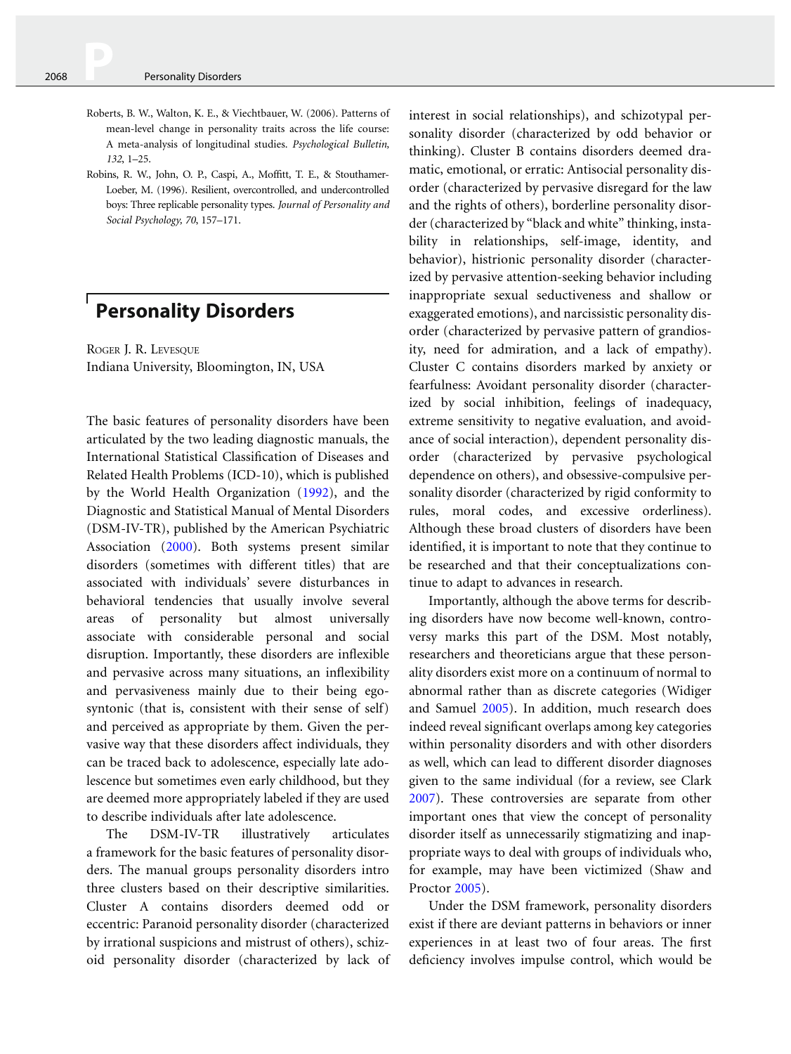Roberts, B. W., Walton, K. E., & Viechtbauer, W. (2006). Patterns of mean-level change in personality traits across the life course: A meta-analysis of longitudinal studies. *Psychological Bulletin, 132*, 1–25.

Robins, R. W., John, O. P., Caspi, A., Moffitt, T. E., & Stouthamer-Loeber, M. (1996). Resilient, overcontrolled, and undercontrolled boys: Three replicable personality types. *Journal of Personality and Social Psychology, 70*, 157–171.

## Personality Disorders

Roger J. R. Levesque
Indiana University, Bloomington, IN, USA

The basic features of personality disorders have been articulated by the two leading diagnostic manuals, the International Statistical Classification of Diseases and Related Health Problems (ICD-10), which is published by the World Health Organization (1992), and the Diagnostic and Statistical Manual of Mental Disorders (DSM-IV-TR), published by the American Psychiatric Association (2000). Both systems present similar disorders (sometimes with different titles) that are associated with individuals' severe disturbances in behavioral tendencies that usually involve several areas of personality but almost universally associate with considerable personal and social disruption. Importantly, these disorders are inflexible and pervasive across many situations, an inflexibility and pervasiveness mainly due to their being ego-syntonic (that is, consistent with their sense of self) and perceived as appropriate by them. Given the pervasive way that these disorders affect individuals, they can be traced back to adolescence, especially late adolescence but sometimes even early childhood, but they are deemed more appropriately labeled if they are used to describe individuals after late adolescence.

The DSM-IV-TR illustratively articulates a framework for the basic features of personality disorders. The manual groups personality disorders into three clusters based on their descriptive similarities. Cluster A contains disorders deemed odd or eccentric: Paranoid personality disorder (characterized by irrational suspicions and mistrust of others), schizoid personality disorder (characterized by lack of interest in social relationships), and schizotypal personality disorder (characterized by odd behavior or thinking). Cluster B contains disorders deemed dramatic, emotional, or erratic: Antisocial personality disorder (characterized by pervasive disregard for the law and the rights of others), borderline personality disorder (characterized by "black and white" thinking, instability in relationships, self-image, identity, and behavior), histrionic personality disorder (characterized by pervasive attention-seeking behavior including inappropriate sexual seductiveness and shallow or exaggerated emotions), and narcissistic personality disorder (characterized by pervasive pattern of grandiosity, need for admiration, and a lack of empathy). Cluster C contains disorders marked by anxiety or fearfulness: Avoidant personality disorder (characterized by social inhibition, feelings of inadequacy, extreme sensitivity to negative evaluation, and avoidance of social interaction), dependent personality disorder (characterized by pervasive psychological dependence on others), and obsessive-compulsive personality disorder (characterized by rigid conformity to rules, moral codes, and excessive orderliness). Although these broad clusters of disorders have been identified, it is important to note that they continue to be researched and that their conceptualizations continue to adapt to advances in research.

Importantly, although the above terms for describing disorders have now become well-known, controversy marks this part of the DSM. Most notably, researchers and theoreticians argue that these personality disorders exist more on a continuum of normal to abnormal rather than as discrete categories (Widiger and Samuel 2005). In addition, much research does indeed reveal significant overlaps among key categories within personality disorders and with other disorders as well, which can lead to different disorder diagnoses given to the same individual (for a review, see Clark 2007). These controversies are separate from other important ones that view the concept of personality disorder itself as unnecessarily stigmatizing and inappropriate ways to deal with groups of individuals who, for example, may have been victimized (Shaw and Proctor 2005).

Under the DSM framework, personality disorders exist if there are deviant patterns in behaviors or inner experiences in at least two of four areas. The first deficiency involves impulse control, which would be